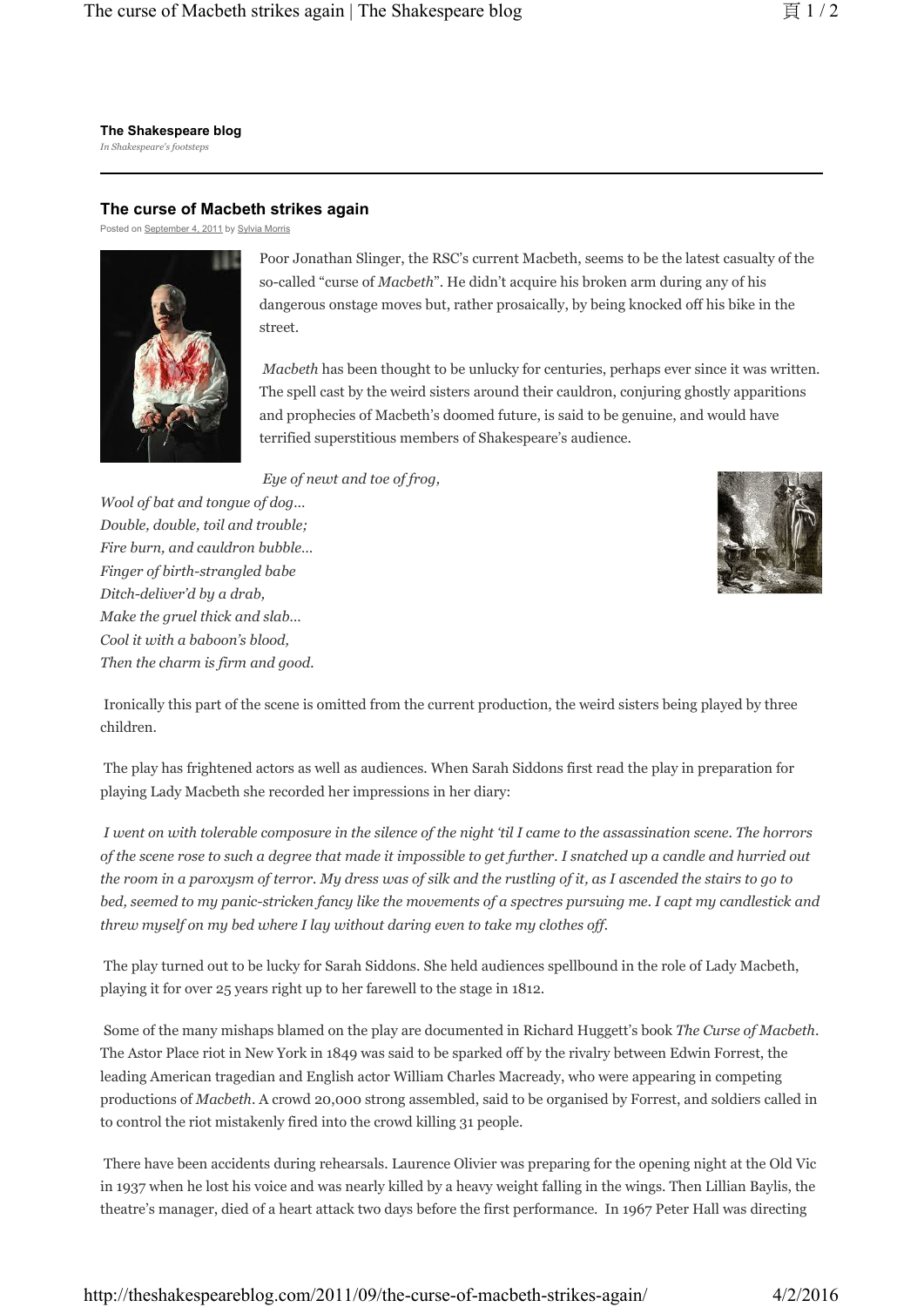**The Shakespeare blog**

*In Shakespeare's footsteps*

## The curse of Macbeth strikes again

Posted on September 4, 2011 by Sylvia Morris

Poor Jonathan Slinger, the RSC's current Macbeth, seems to be the latest casualty of the so-called "curse of *Macbeth*". He didn't acquire his broken arm during any of his dangerous onstage moves but, rather prosaically, by being knocked off his bike in the street.

*Macbeth* has been thought to be unlucky for centuries, perhaps ever since it was written. The spell cast by the weird sisters around their cauldron, conjuring ghostly apparitions and prophecies of Macbeth's doomed future, is said to be genuine, and would have terrified superstitious members of Shakespeare's audience.

*Eye of newt and toe of frog,*
*Wool of bat and tongue of dog…*
*Double, double, toil and trouble;*
*Fire burn, and cauldron bubble…*
*Finger of birth-strangled babe*
*Ditch-deliver'd by a drab,*
*Make the gruel thick and slab…*
*Cool it with a baboon's blood,*
*Then the charm is firm and good.*

Ironically this part of the scene is omitted from the current production, the weird sisters being played by three children.

The play has frightened actors as well as audiences. When Sarah Siddons first read the play in preparation for playing Lady Macbeth she recorded her impressions in her diary:

*I went on with tolerable composure in the silence of the night 'til I came to the assassination scene. The horrors of the scene rose to such a degree that made it impossible to get further. I snatched up a candle and hurried out the room in a paroxysm of terror. My dress was of silk and the rustling of it, as I ascended the stairs to go to bed, seemed to my panic-stricken fancy like the movements of a spectres pursuing me. I capt my candlestick and threw myself on my bed where I lay without daring even to take my clothes off.*

The play turned out to be lucky for Sarah Siddons. She held audiences spellbound in the role of Lady Macbeth, playing it for over 25 years right up to her farewell to the stage in 1812.

Some of the many mishaps blamed on the play are documented in Richard Huggett's book *The Curse of Macbeth*. The Astor Place riot in New York in 1849 was said to be sparked off by the rivalry between Edwin Forrest, the leading American tragedian and English actor William Charles Macready, who were appearing in competing productions of *Macbeth*. A crowd 20,000 strong assembled, said to be organised by Forrest, and soldiers called in to control the riot mistakenly fired into the crowd killing 31 people.

There have been accidents during rehearsals. Laurence Olivier was preparing for the opening night at the Old Vic in 1937 when he lost his voice and was nearly killed by a heavy weight falling in the wings. Then Lillian Baylis, the theatre's manager, died of a heart attack two days before the first performance. In 1967 Peter Hall was directing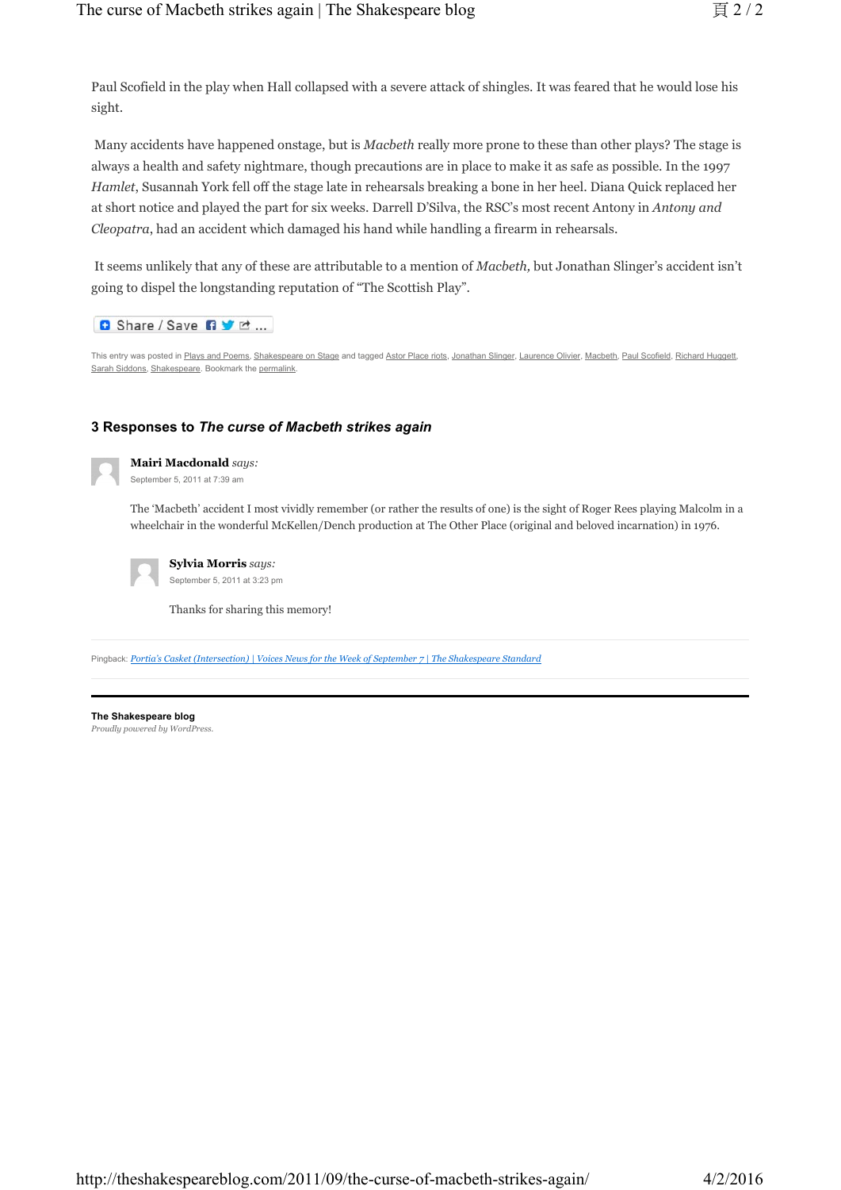Paul Scofield in the play when Hall collapsed with a severe attack of shingles. It was feared that he would lose his sight.

Many accidents have happened onstage, but is *Macbeth* really more prone to these than other plays? The stage is always a health and safety nightmare, though precautions are in place to make it as safe as possible. In the 1997 *Hamlet*, Susannah York fell off the stage late in rehearsals breaking a bone in her heel. Diana Quick replaced her at short notice and played the part for six weeks. Darrell D'Silva, the RSC's most recent Antony in *Antony and Cleopatra*, had an accident which damaged his hand while handling a firearm in rehearsals.

It seems unlikely that any of these are attributable to a mention of *Macbeth,* but Jonathan Slinger's accident isn't going to dispel the longstanding reputation of "The Scottish Play".

Share / Save

This entry was posted in Plays and Poems, Shakespeare on Stage and tagged Astor Place riots, Jonathan Slinger, Laurence Olivier, Macbeth, Paul Scofield, Richard Huggett, Sarah Siddons, Shakespeare. Bookmark the permalink.

### 3 Responses to *The curse of Macbeth strikes again*

**Mairi Macdonald** *says:*
September 5, 2011 at 7:39 am

The 'Macbeth' accident I most vividly remember (or rather the results of one) is the sight of Roger Rees playing Malcolm in a wheelchair in the wonderful McKellen/Dench production at The Other Place (original and beloved incarnation) in 1976.

> **Sylvia Morris** *says:*
> September 5, 2011 at 3:23 pm
>
> Thanks for sharing this memory!

Pingback: *Portia's Casket (Intersection) | Voices News for the Week of September 7 | The Shakespeare Standard*

**The Shakespeare blog**
*Proudly powered by WordPress.*